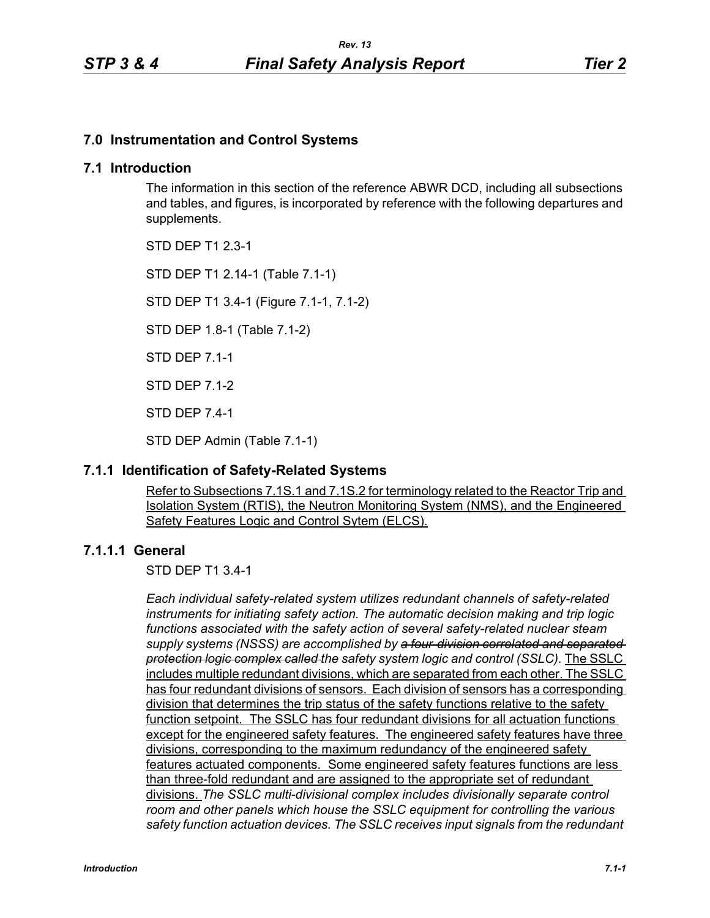# 7.0 Instrumentation and Control Systems

## 7.1 Introduction

The information in this section of the reference ABWR DCD, including all subsections and tables, and figures, is incorporated by reference with the following departures and supplements.

STD DEP T1 2.3-1

STD DEP T1 2.14-1 (Table 7.1-1)

STD DEP T1 3.4-1 (Figure 7.1-1, 7.1-2)

STD DEP 1.8-1 (Table 7.1-2)

STD DEP 7.1-1

STD DEP 7.1-2

STD DEP 7.4-1

STD DEP Admin (Table 7.1-1)

### 7.1.1 Identification of Safety-Related Systems

Refer to Subsections 7.1S.1 and 7.1S.2 for terminology related to the Reactor Trip and Isolation System (RTIS), the Neutron Monitoring System (NMS), and the Engineered Safety Features Logic and Control Sytem (ELCS).

#### 7.1.1.1 General

STD DEP T1 3.4-1

*Each individual safety-related system utilizes redundant channels of safety-related instruments for initiating safety action. The automatic decision making and trip logic functions associated with the safety action of several safety-related nuclear steam supply systems (NSSS) are accomplished by ~~a four-division correlated and separated protection logic complex called~~ the safety system logic and control (SSLC).* The SSLC includes multiple redundant divisions, which are separated from each other. The SSLC has four redundant divisions of sensors. Each division of sensors has a corresponding division that determines the trip status of the safety functions relative to the safety function setpoint. The SSLC has four redundant divisions for all actuation functions except for the engineered safety features. The engineered safety features have three divisions, corresponding to the maximum redundancy of the engineered safety features actuated components. Some engineered safety features functions are less than three-fold redundant and are assigned to the appropriate set of redundant divisions. *The SSLC multi-divisional complex includes divisionally separate control room and other panels which house the SSLC equipment for controlling the various safety function actuation devices. The SSLC receives input signals from the redundant*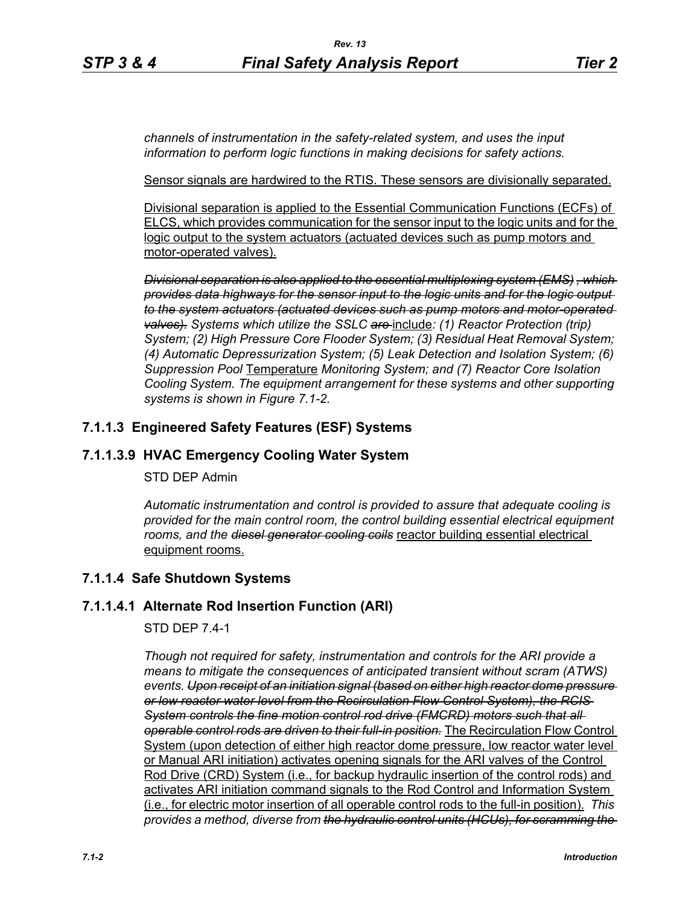*channels of instrumentation in the safety-related system, and uses the input information to perform logic functions in making decisions for safety actions.*

<u>Sensor signals are hardwired to the RTIS. These sensors are divisionally separated.</u>

<u>Divisional separation is applied to the Essential Communication Functions (ECFs) of ELCS, which provides communication for the sensor input to the logic units and for the logic output to the system actuators (actuated devices such as pump motors and motor-operated valves).</u>

~~*Divisional separation is also applied to the essential multiplexing system (EMS), which provides data highways for the sensor input to the logic units and for the logic output to the system actuators (actuated devices such as pump motors and motor-operated valves).*~~ *Systems which utilize the SSLC* ~~*are*~~ <u>include</u>*: (1) Reactor Protection (trip) System; (2) High Pressure Core Flooder System; (3) Residual Heat Removal System; (4) Automatic Depressurization System; (5) Leak Detection and Isolation System; (6) Suppression Pool* <u>Temperature</u> *Monitoring System; and (7) Reactor Core Isolation Cooling System. The equipment arrangement for these systems and other supporting systems is shown in Figure 7.1-2.*

### 7.1.1.3 Engineered Safety Features (ESF) Systems

### 7.1.1.3.9 HVAC Emergency Cooling Water System

STD DEP Admin

*Automatic instrumentation and control is provided to assure that adequate cooling is provided for the main control room, the control building essential electrical equipment rooms, and the* ~~*diesel generator cooling coils*~~ <u>reactor building essential electrical equipment rooms.</u>

### 7.1.1.4 Safe Shutdown Systems

### 7.1.1.4.1 Alternate Rod Insertion Function (ARI)

STD DEP 7.4-1

*Though not required for safety, instrumentation and controls for the ARI provide a means to mitigate the consequences of anticipated transient without scram (ATWS) events.* ~~*Upon receipt of an initiation signal (based on either high reactor dome pressure or low reactor water level from the Recirculation Flow Control System), the RCIS System controls the fine motion control rod drive (FMCRD) motors such that all operable control rods are driven to their full-in position.*~~ <u>The Recirculation Flow Control System (upon detection of either high reactor dome pressure, low reactor water level or Manual ARI initiation) activates opening signals for the ARI valves of the Control Rod Drive (CRD) System (i.e., for backup hydraulic insertion of the control rods) and activates ARI initiation command signals to the Rod Control and Information System (i.e., for electric motor insertion of all operable control rods to the full-in position).</u> *This provides a method, diverse from* ~~*the hydraulic control units (HCUs), for scramming the*~~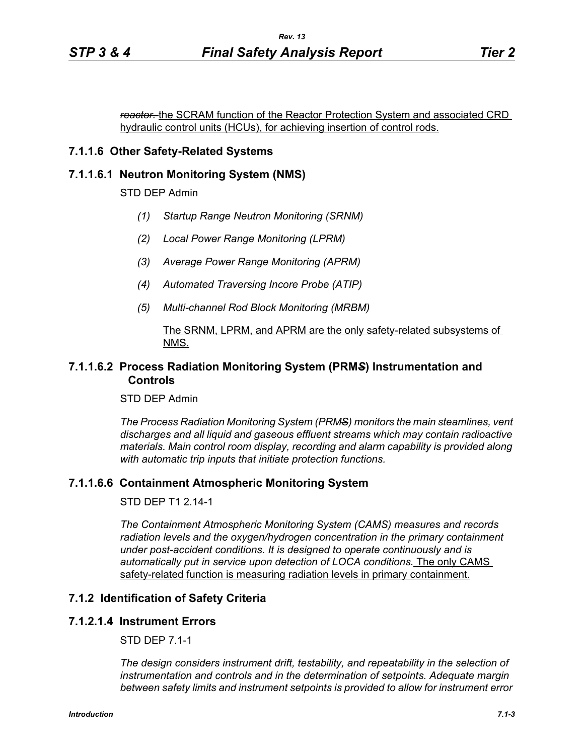~~*reactor.*~~ the SCRAM function of the Reactor Protection System and associated CRD hydraulic control units (HCUs), for achieving insertion of control rods.

### 7.1.1.6 Other Safety-Related Systems

#### 7.1.1.6.1 Neutron Monitoring System (NMS)

STD DEP Admin

*(1) Startup Range Neutron Monitoring (SRNM)*

*(2) Local Power Range Monitoring (LPRM)*

*(3) Average Power Range Monitoring (APRM)*

*(4) Automated Traversing Incore Probe (ATIP)*

*(5) Multi-channel Rod Block Monitoring (MRBM)*

The SRNM, LPRM, and APRM are the only safety-related subsystems of NMS.

#### 7.1.1.6.2 Process Radiation Monitoring System (PRM~~*S*~~) Instrumentation and Controls

STD DEP Admin

*The Process Radiation Monitoring System (PRM~~S~~) monitors the main steamlines, vent discharges and all liquid and gaseous effluent streams which may contain radioactive materials. Main control room display, recording and alarm capability is provided along with automatic trip inputs that initiate protection functions.*

#### 7.1.1.6.6 Containment Atmospheric Monitoring System

STD DEP T1 2.14-1

*The Containment Atmospheric Monitoring System (CAMS) measures and records radiation levels and the oxygen/hydrogen concentration in the primary containment under post-accident conditions. It is designed to operate continuously and is automatically put in service upon detection of LOCA conditions.* The only CAMS safety-related function is measuring radiation levels in primary containment.

### 7.1.2 Identification of Safety Criteria

#### 7.1.2.1.4 Instrument Errors

STD DEP 7.1-1

*The design considers instrument drift, testability, and repeatability in the selection of instrumentation and controls and in the determination of setpoints. Adequate margin between safety limits and instrument setpoints is provided to allow for instrument error*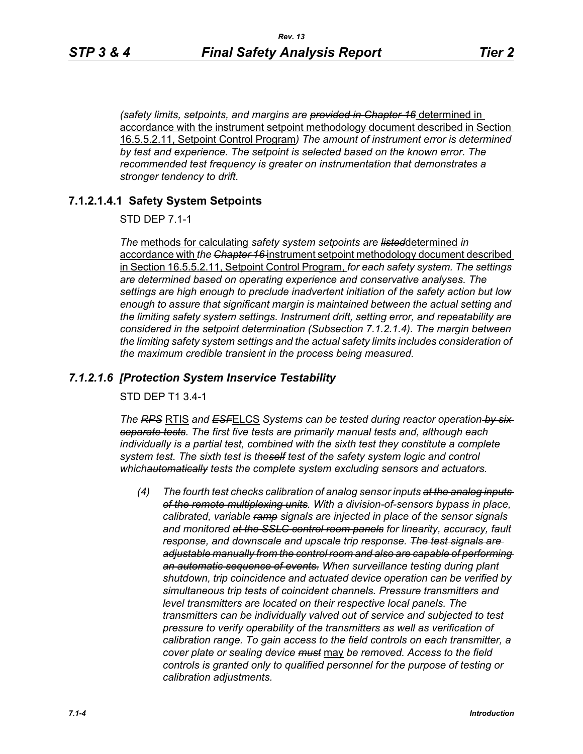*(safety limits, setpoints, and margins are ~~provided in Chapter 16~~* <u>determined in accordance with the instrument setpoint methodology document described in Section 16.5.5.2.11, Setpoint Control Program</u>*) The amount of instrument error is determined by test and experience. The setpoint is selected based on the known error. The recommended test frequency is greater on instrumentation that demonstrates a stronger tendency to drift.*

### 7.1.2.1.4.1 Safety System Setpoints

STD DEP 7.1-1

*The* <u>methods for calculating</u> *safety system setpoints are ~~listed~~*<u>determined</u> *in* <u>accordance with</u> *the ~~Chapter 16~~* <u>instrument setpoint methodology document described in Section 16.5.5.2.11, Setpoint Control Program,</u> *for each safety system. The settings are determined based on operating experience and conservative analyses. The settings are high enough to preclude inadvertent initiation of the safety action but low enough to assure that significant margin is maintained between the actual setting and the limiting safety system settings. Instrument drift, setting error, and repeatability are considered in the setpoint determination (Subsection 7.1.2.1.4). The margin between the limiting safety system settings and the actual safety limits includes consideration of the maximum credible transient in the process being measured.*

### *7.1.2.1.6 [Protection System Inservice Testability*

STD DEP T1 3.4-1

*The ~~RPS~~* <u>RTIS</u> *and ~~ESF~~*<u>ELCS</u> *Systems can be tested during reactor operation ~~by six separate tests~~. The first five tests are primarily manual tests and, although each individually is a partial test, combined with the sixth test they constitute a complete system test. The sixth test is the~~self~~ test of the safety system logic and control which~~automatically~~ tests the complete system excluding sensors and actuators.*

*(4) The fourth test checks calibration of analog sensor inputs ~~at the analog inputs of the remote multiplexing units~~. With a division-of-sensors bypass in place, calibrated, variable ~~ramp~~ signals are injected in place of the sensor signals and monitored ~~at the SSLC control room panels~~ for linearity, accuracy, fault response, and downscale and upscale trip response. ~~The test signals are adjustable manually from the control room and also are capable of performing an automatic sequence of events.~~ When surveillance testing during plant shutdown, trip coincidence and actuated device operation can be verified by simultaneous trip tests of coincident channels. Pressure transmitters and level transmitters are located on their respective local panels. The transmitters can be individually valved out of service and subjected to test pressure to verify operability of the transmitters as well as verification of calibration range. To gain access to the field controls on each transmitter, a cover plate or sealing device ~~must~~* <u>may</u> *be removed. Access to the field controls is granted only to qualified personnel for the purpose of testing or calibration adjustments.*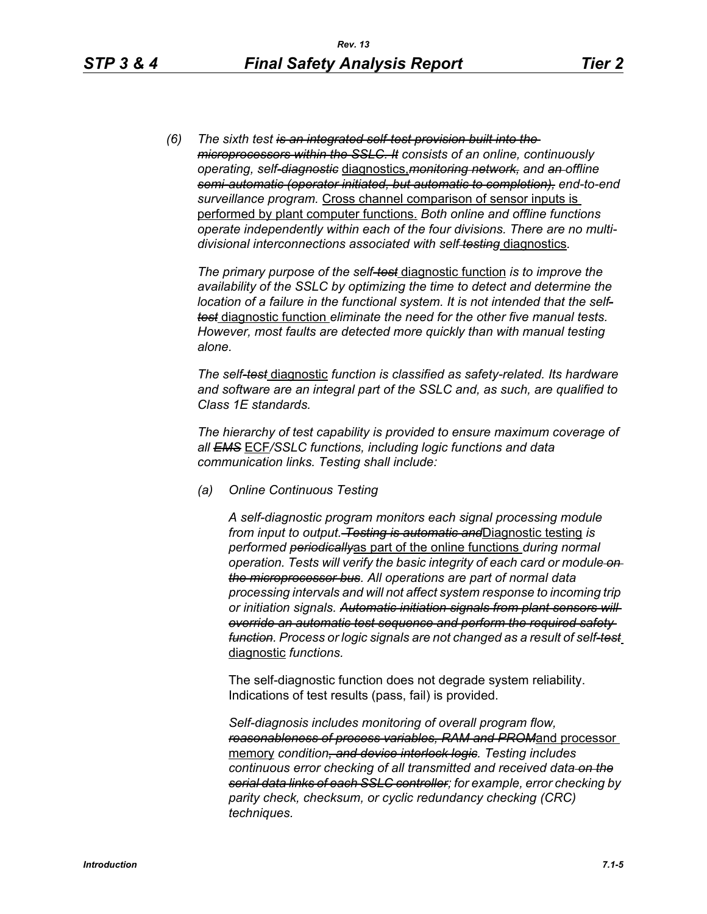(6) *The sixth test ~~is an integrated self-test provision built into the microprocessors within the SSLC. It~~ consists of an online, continuously operating, self~~-diagnostic~~* diagnostics,*~~monitoring network,~~ and ~~an~~ offline ~~semi-automatic (operator initiated, but automatic to completion),~~ end-to-end surveillance program.* Cross channel comparison of sensor inputs is performed by plant computer functions. *Both online and offline functions operate independently within each of the four divisions. There are no multi-divisional interconnections associated with self~~-testing~~* diagnostics.

*The primary purpose of the self~~-test~~* diagnostic function *is to improve the availability of the SSLC by optimizing the time to detect and determine the location of a failure in the functional system. It is not intended that the self~~-test~~* diagnostic function *eliminate the need for the other five manual tests. However, most faults are detected more quickly than with manual testing alone.*

*The self~~-test~~* diagnostic *function is classified as safety-related. Its hardware and software are an integral part of the SSLC and, as such, are qualified to Class 1E standards.*

*The hierarchy of test capability is provided to ensure maximum coverage of all ~~EMS~~* ECF*/SSLC functions, including logic functions and data communication links. Testing shall include:*

(a) *Online Continuous Testing*

*A self-diagnostic program monitors each signal processing module from input to output. ~~Testing is automatic and~~*Diagnostic testing *is performed ~~periodically~~*as part of the online functions *during normal operation. Tests will verify the basic integrity of each card or module ~~on the microprocessor bus~~. All operations are part of normal data processing intervals and will not affect system response to incoming trip or initiation signals. ~~Automatic initiation signals from plant sensors will override an automatic test sequence and perform the required safety function~~. Process or logic signals are not changed as a result of self~~-test~~* diagnostic *functions.*

The self-diagnostic function does not degrade system reliability. Indications of test results (pass, fail) is provided.

*Self-diagnosis includes monitoring of overall program flow, ~~reasonableness of process variables, RAM and PROM~~*and processor memory *condition~~, and device interlock logic~~. Testing includes continuous error checking of all transmitted and received data ~~on the serial data links of each SSLC controller~~; for example, error checking by parity check, checksum, or cyclic redundancy checking (CRC) techniques.*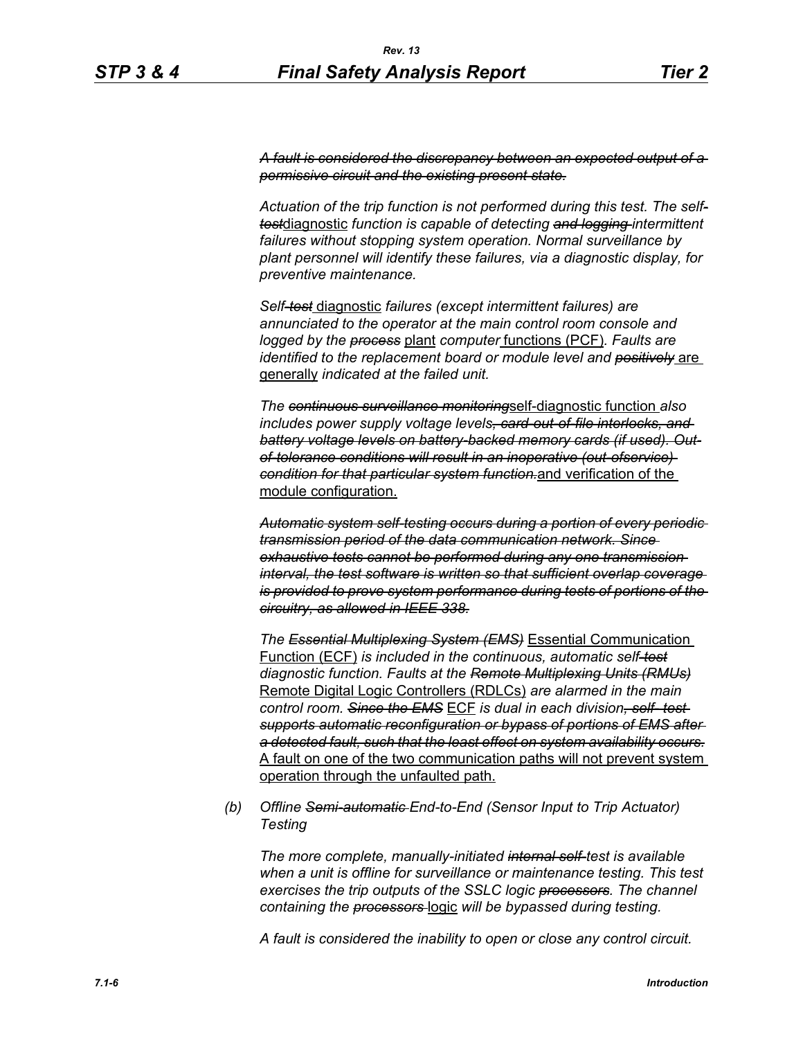*~~A fault is considered the discrepancy between an expected output of a permissive circuit and the existing present state.~~*

*Actuation of the trip function is not performed during this test. The self-~~test~~*diagnostic *function is capable of detecting ~~and logging~~ intermittent failures without stopping system operation. Normal surveillance by plant personnel will identify these failures, via a diagnostic display, for preventive maintenance.*

*Self-~~test~~* diagnostic *failures (except intermittent failures) are annunciated to the operator at the main control room console and logged by the ~~process~~* plant *computer* functions (PCF)*. Faults are identified to the replacement board or module level and ~~positively~~* are generally *indicated at the failed unit.*

*The ~~continuous surveillance monitoring~~*self-diagnostic function *also includes power supply voltage levels~~, card-out-of-file interlocks, and battery voltage levels on battery-backed memory cards (if used). Out-of-tolerance conditions will result in an inoperative (out-ofservice) condition for that particular system function.~~*and verification of the module configuration.

*~~Automatic system self-testing occurs during a portion of every periodic transmission period of the data communication network. Since exhaustive tests cannot be performed during any one transmission interval, the test software is written so that sufficient overlap coverage is provided to prove system performance during tests of portions of the circuitry, as allowed in IEEE 338.~~*

*The ~~Essential Multiplexing System (EMS)~~* Essential Communication Function (ECF) *is included in the continuous, automatic self-~~test~~ diagnostic function. Faults at the ~~Remote Multiplexing Units (RMUs)~~* Remote Digital Logic Controllers (RDLCs) *are alarmed in the main control room. ~~Since the EMS~~* ECF *is dual in each division~~, self- test supports automatic reconfiguration or bypass of portions of EMS after a detected fault, such that the least effect on system availability occurs.~~* A fault on one of the two communication paths will not prevent system operation through the unfaulted path.

(b) *Offline ~~Semi-automatic~~ End-to-End (Sensor Input to Trip Actuator) Testing*

*The more complete, manually-initiated ~~internal self-~~test is available when a unit is offline for surveillance or maintenance testing. This test exercises the trip outputs of the SSLC logic ~~processors~~. The channel containing the ~~processors~~* logic *will be bypassed during testing.*

*A fault is considered the inability to open or close any control circuit.*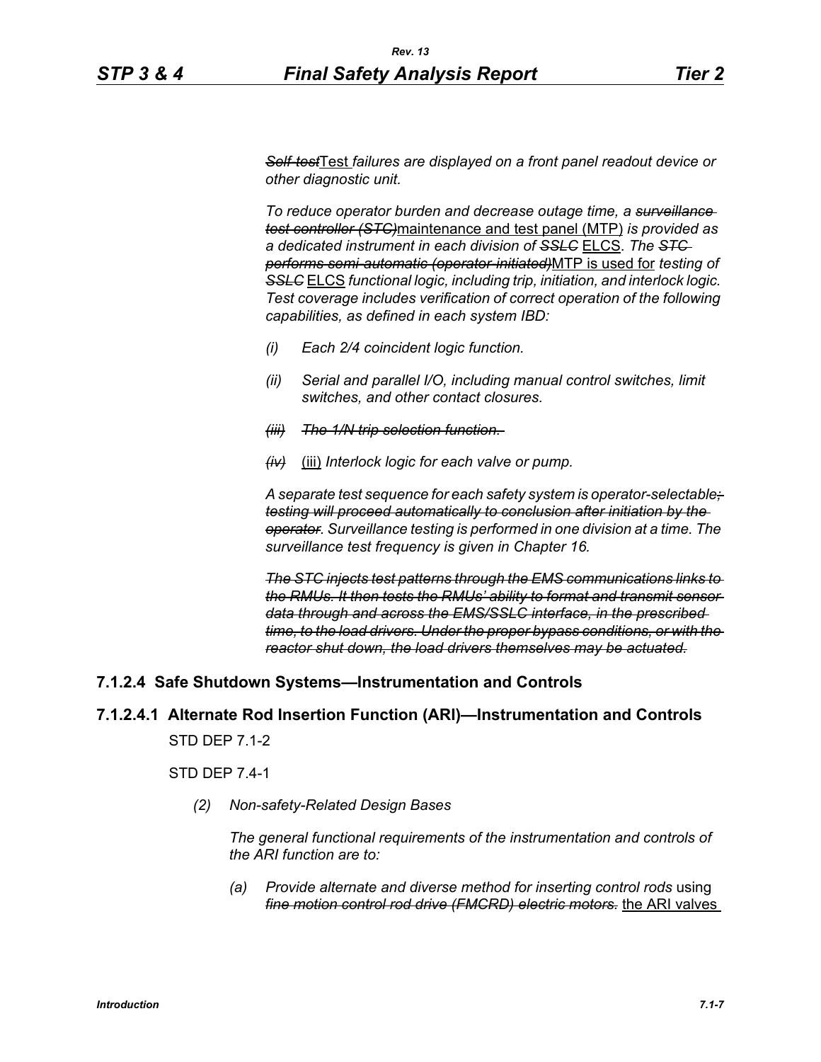~~*Self-test*~~Test *failures are displayed on a front panel readout device or other diagnostic unit.*

*To reduce operator burden and decrease outage time, a* ~~*surveillance test controller (STC)*~~maintenance and test panel (MTP) *is provided as a dedicated instrument in each division of* ~~*SSLC*~~ ELCS. *The* ~~*STC performs semi-automatic (operator-initiated)*~~MTP is used for *testing of* ~~*SSLC*~~ ELCS *functional logic, including trip, initiation, and interlock logic. Test coverage includes verification of correct operation of the following capabilities, as defined in each system IBD:*

*(i) Each 2/4 coincident logic function.*

*(ii) Serial and parallel I/O, including manual control switches, limit switches, and other contact closures.*

~~*(iii) The 1/N trip selection function.*~~

~~*(iv)*~~ (iii) *Interlock logic for each valve or pump.*

*A separate test sequence for each safety system is operator-selectable*~~*; testing will proceed automatically to conclusion after initiation by the operator*~~. *Surveillance testing is performed in one division at a time. The surveillance test frequency is given in Chapter 16.*

~~*The STC injects test patterns through the EMS communications links to the RMUs. It then tests the RMUs' ability to format and transmit sensor data through and across the EMS/SSLC interface, in the prescribed time, to the load drivers. Under the proper bypass conditions, or with the reactor shut down, the load drivers themselves may be actuated.*~~

### 7.1.2.4 Safe Shutdown Systems—Instrumentation and Controls

#### 7.1.2.4.1 Alternate Rod Insertion Function (ARI)—Instrumentation and Controls

STD DEP 7.1-2

STD DEP 7.4-1

*(2) Non-safety-Related Design Bases*

*The general functional requirements of the instrumentation and controls of the ARI function are to:*

*(a) Provide alternate and diverse method for inserting control rods* using ~~*fine motion control rod drive (FMCRD) electric motors.*~~ the ARI valves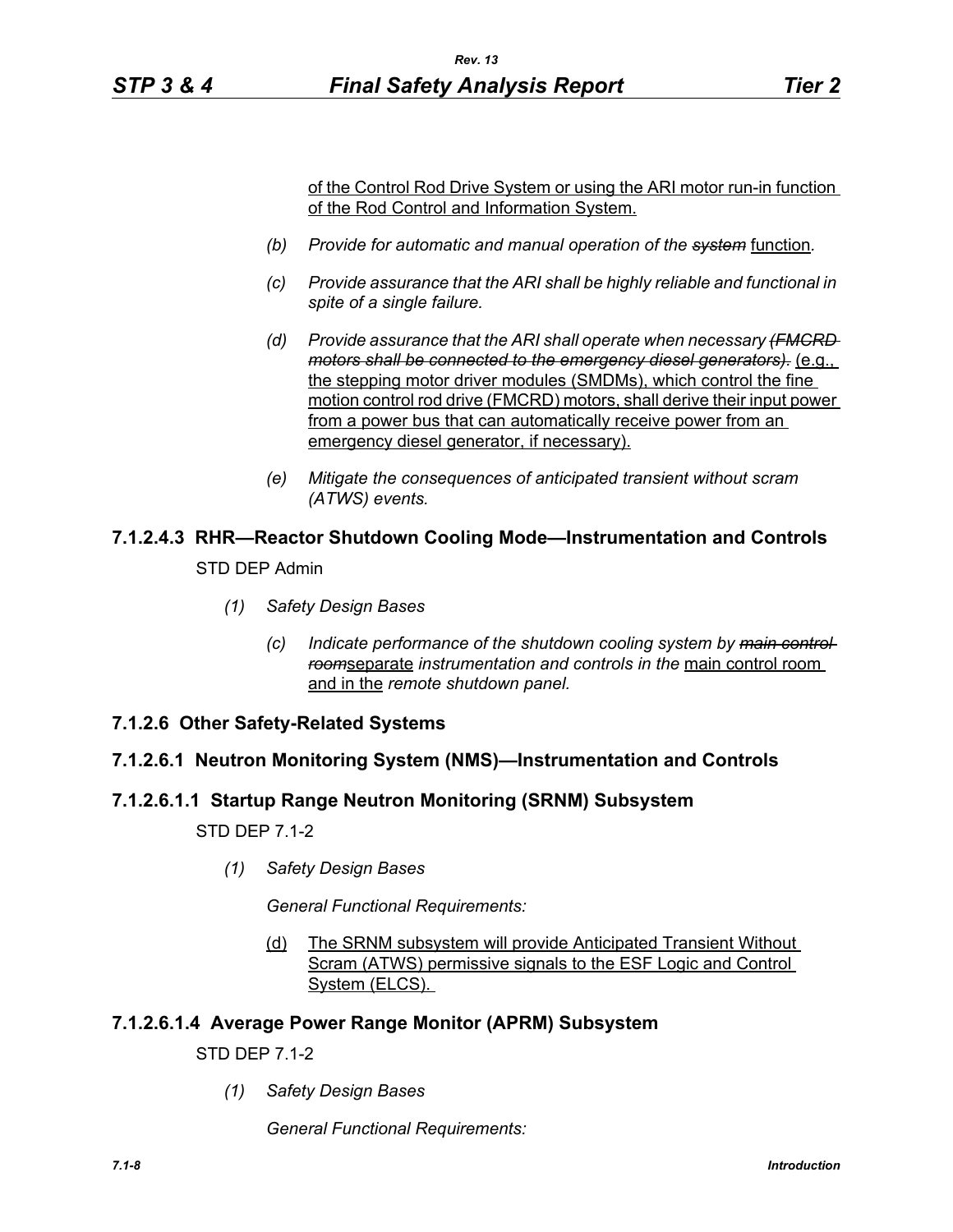of the Control Rod Drive System or using the ARI motor run-in function of the Rod Control and Information System.

*(b)* *Provide for automatic and manual operation of the* ~~*system*~~ function*.*

*(c)* *Provide assurance that the ARI shall be highly reliable and functional in spite of a single failure.*

*(d)* *Provide assurance that the ARI shall operate when necessary* ~~*(FMCRD motors shall be connected to the emergency diesel generators).*~~ (e.g., the stepping motor driver modules (SMDMs), which control the fine motion control rod drive (FMCRD) motors, shall derive their input power from a power bus that can automatically receive power from an emergency diesel generator, if necessary).

*(e)* *Mitigate the consequences of anticipated transient without scram (ATWS) events.*

### 7.1.2.4.3 RHR—Reactor Shutdown Cooling Mode—Instrumentation and Controls

STD DEP Admin

*(1)* *Safety Design Bases*

*(c)* *Indicate performance of the shutdown cooling system by* ~~*main control room*~~separate *instrumentation and controls in the* main control room and in the *remote shutdown panel.*

## 7.1.2.6 Other Safety-Related Systems

### 7.1.2.6.1 Neutron Monitoring System (NMS)—Instrumentation and Controls

### 7.1.2.6.1.1 Startup Range Neutron Monitoring (SRNM) Subsystem

STD DEP 7.1-2

*(1)* *Safety Design Bases*

*General Functional Requirements:*

(d) The SRNM subsystem will provide Anticipated Transient Without Scram (ATWS) permissive signals to the ESF Logic and Control System (ELCS).

### 7.1.2.6.1.4 Average Power Range Monitor (APRM) Subsystem

STD DEP 7.1-2

*(1)* *Safety Design Bases*

*General Functional Requirements:*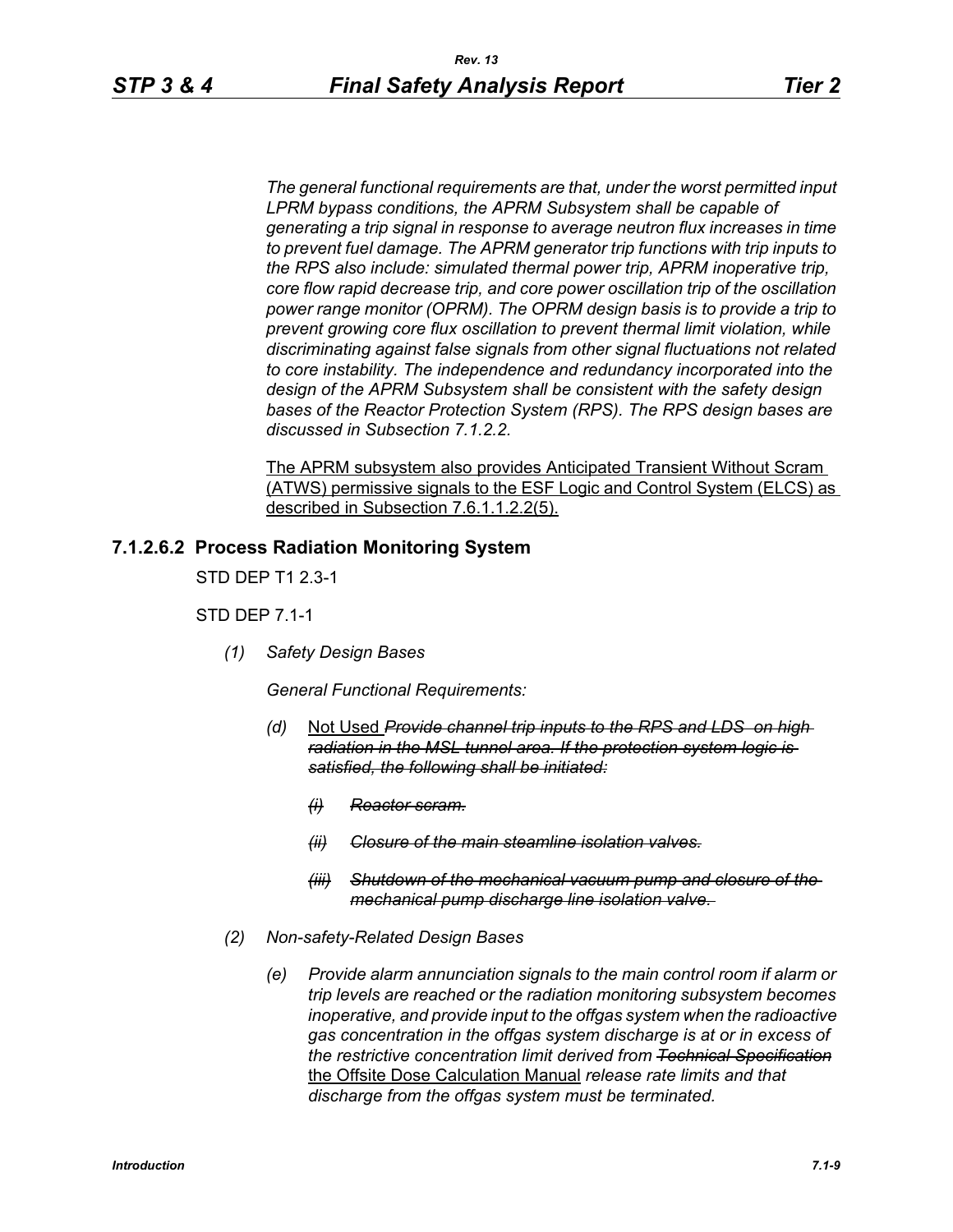*The general functional requirements are that, under the worst permitted input LPRM bypass conditions, the APRM Subsystem shall be capable of generating a trip signal in response to average neutron flux increases in time to prevent fuel damage. The APRM generator trip functions with trip inputs to the RPS also include: simulated thermal power trip, APRM inoperative trip, core flow rapid decrease trip, and core power oscillation trip of the oscillation power range monitor (OPRM). The OPRM design basis is to provide a trip to prevent growing core flux oscillation to prevent thermal limit violation, while discriminating against false signals from other signal fluctuations not related to core instability. The independence and redundancy incorporated into the design of the APRM Subsystem shall be consistent with the safety design bases of the Reactor Protection System (RPS). The RPS design bases are discussed in Subsection 7.1.2.2.*

<u>The APRM subsystem also provides Anticipated Transient Without Scram (ATWS) permissive signals to the ESF Logic and Control System (ELCS) as described in Subsection 7.6.1.1.2.2(5).</u>

### 7.1.2.6.2 Process Radiation Monitoring System

STD DEP T1 2.3-1

STD DEP 7.1-1

*(1) Safety Design Bases*

*General Functional Requirements:*

*(d)* <u>Not Used</u> ~~*Provide channel trip inputs to the RPS and LDS on high radiation in the MSL tunnel area. If the protection system logic is satisfied, the following shall be initiated:*~~

~~*(i) Reactor scram.*~~

~~*(ii) Closure of the main steamline isolation valves.*~~

~~*(iii) Shutdown of the mechanical vacuum pump and closure of the mechanical pump discharge line isolation valve.*~~

*(2) Non-safety-Related Design Bases*

*(e) Provide alarm annunciation signals to the main control room if alarm or trip levels are reached or the radiation monitoring subsystem becomes inoperative, and provide input to the offgas system when the radioactive gas concentration in the offgas system discharge is at or in excess of the restrictive concentration limit derived from* ~~*Technical Specification*~~ <u>the Offsite Dose Calculation Manual</u> *release rate limits and that discharge from the offgas system must be terminated.*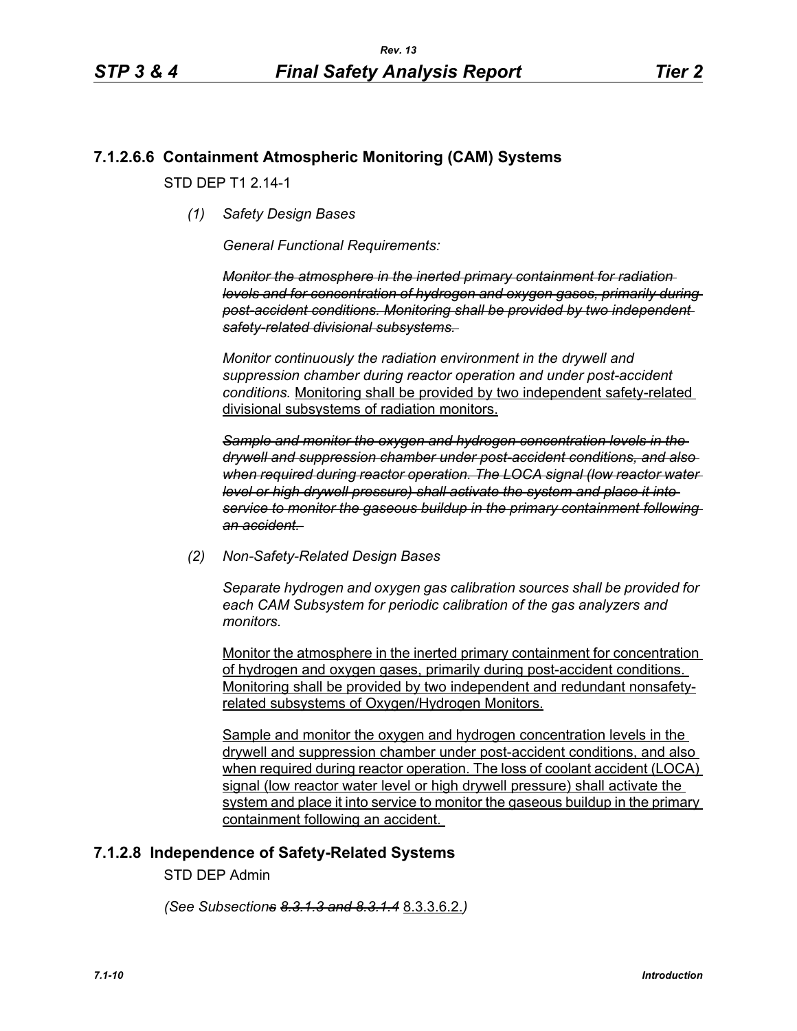### 7.1.2.6.6 Containment Atmospheric Monitoring (CAM) Systems

STD DEP T1 2.14-1

*(1) Safety Design Bases*

*General Functional Requirements:*

~~*Monitor the atmosphere in the inerted primary containment for radiation levels and for concentration of hydrogen and oxygen gases, primarily during post-accident conditions. Monitoring shall be provided by two independent safety-related divisional subsystems.*~~

*Monitor continuously the radiation environment in the drywell and suppression chamber during reactor operation and under post-accident conditions.* <u>Monitoring shall be provided by two independent safety-related divisional subsystems of radiation monitors.</u>

~~*Sample and monitor the oxygen and hydrogen concentration levels in the drywell and suppression chamber under post-accident conditions, and also when required during reactor operation. The LOCA signal (low reactor water level or high drywell pressure) shall activate the system and place it into service to monitor the gaseous buildup in the primary containment following an accident.*~~

*(2) Non-Safety-Related Design Bases*

*Separate hydrogen and oxygen gas calibration sources shall be provided for each CAM Subsystem for periodic calibration of the gas analyzers and monitors.*

<u>Monitor the atmosphere in the inerted primary containment for concentration of hydrogen and oxygen gases, primarily during post-accident conditions. Monitoring shall be provided by two independent and redundant nonsafety-related subsystems of Oxygen/Hydrogen Monitors.</u>

<u>Sample and monitor the oxygen and hydrogen concentration levels in the drywell and suppression chamber under post-accident conditions, and also when required during reactor operation. The loss of coolant accident (LOCA) signal (low reactor water level or high drywell pressure) shall activate the system and place it into service to monitor the gaseous buildup in the primary containment following an accident.</u>

### 7.1.2.8 Independence of Safety-Related Systems

STD DEP Admin

*(See Subsection~~s~~ ~~8.3.1.3 and 8.3.1.4~~* <u>8.3.3.6.2.</u>*)*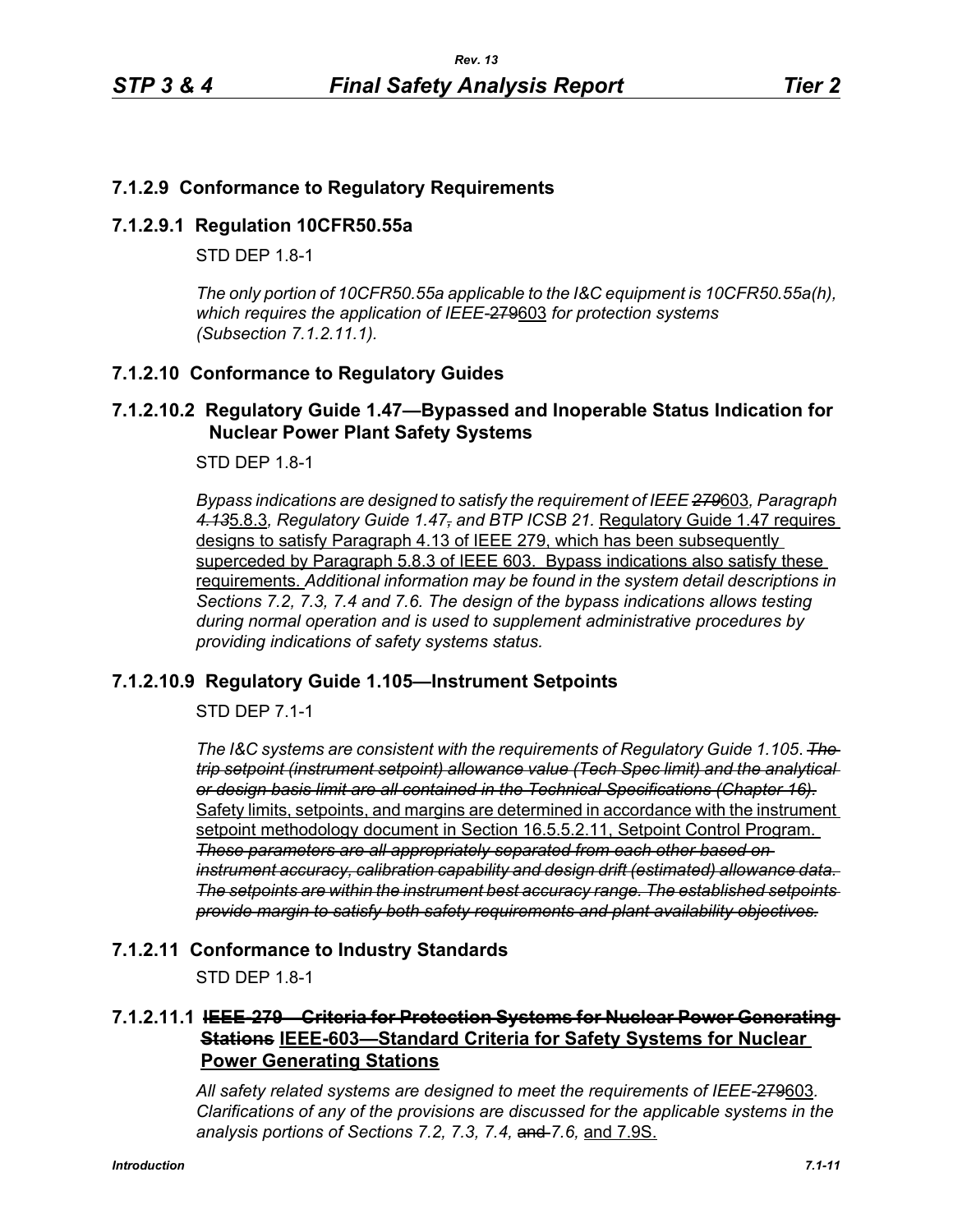## 7.1.2.9 Conformance to Regulatory Requirements

### 7.1.2.9.1 Regulation 10CFR50.55a

STD DEP 1.8-1

*The only portion of 10CFR50.55a applicable to the I&C equipment is 10CFR50.55a(h), which requires the application of IEEE-~~279~~603 for protection systems (Subsection 7.1.2.11.1).*

## 7.1.2.10 Conformance to Regulatory Guides

### 7.1.2.10.2 Regulatory Guide 1.47—Bypassed and Inoperable Status Indication for Nuclear Power Plant Safety Systems

STD DEP 1.8-1

*Bypass indications are designed to satisfy the requirement of IEEE ~~279~~603, Paragraph ~~4.13~~5.8.3, Regulatory Guide 1.47~~,~~ and BTP ICSB 21.* Regulatory Guide 1.47 requires designs to satisfy Paragraph 4.13 of IEEE 279, which has been subsequently superceded by Paragraph 5.8.3 of IEEE 603. Bypass indications also satisfy these requirements. *Additional information may be found in the system detail descriptions in Sections 7.2, 7.3, 7.4 and 7.6. The design of the bypass indications allows testing during normal operation and is used to supplement administrative procedures by providing indications of safety systems status.*

### 7.1.2.10.9 Regulatory Guide 1.105—Instrument Setpoints

STD DEP 7.1-1

*The I&C systems are consistent with the requirements of Regulatory Guide 1.105. ~~The trip setpoint (instrument setpoint) allowance value (Tech Spec limit) and the analytical or design basis limit are all contained in the Technical Specifications (Chapter 16).~~* Safety limits, setpoints, and margins are determined in accordance with the instrument setpoint methodology document in Section 16.5.5.2.11, Setpoint Control Program. *~~These parameters are all appropriately separated from each other based on instrument accuracy, calibration capability and design drift (estimated) allowance data. The setpoints are within the instrument best accuracy range. The established setpoints provide margin to satisfy both safety requirements and plant availability objectives.~~*

## 7.1.2.11 Conformance to Industry Standards

STD DEP 1.8-1

### 7.1.2.11.1 ~~IEEE-279—Criteria for Protection Systems for Nuclear Power Generating Stations~~ IEEE-603—Standard Criteria for Safety Systems for Nuclear Power Generating Stations

*All safety related systems are designed to meet the requirements of IEEE-~~279~~603. Clarifications of any of the provisions are discussed for the applicable systems in the analysis portions of Sections 7.2, 7.3, 7.4,* ~~and~~ *7.6,* and 7.9S.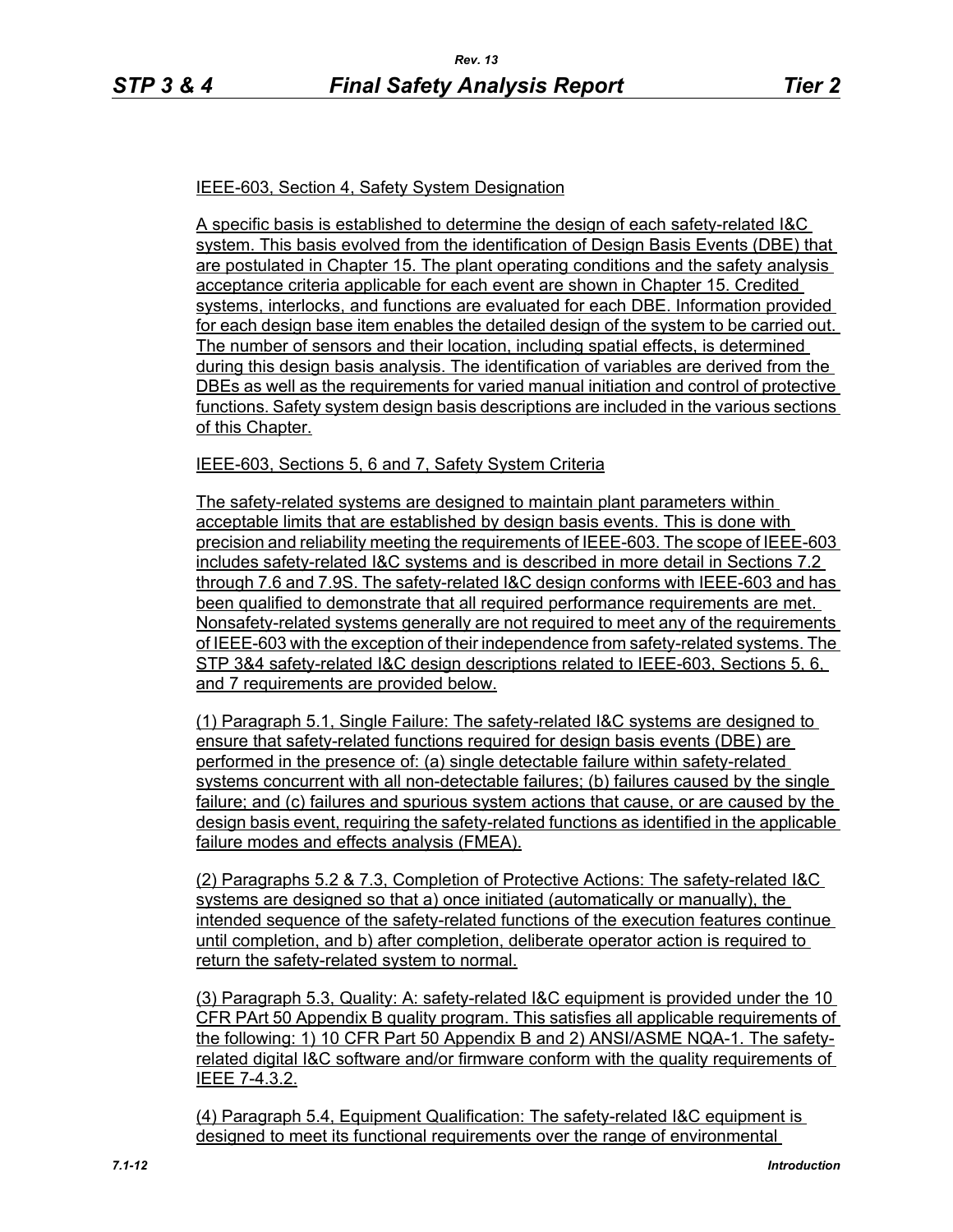IEEE-603, Section 4, Safety System Designation

A specific basis is established to determine the design of each safety-related I&C system. This basis evolved from the identification of Design Basis Events (DBE) that are postulated in Chapter 15. The plant operating conditions and the safety analysis acceptance criteria applicable for each event are shown in Chapter 15. Credited systems, interlocks, and functions are evaluated for each DBE. Information provided for each design base item enables the detailed design of the system to be carried out. The number of sensors and their location, including spatial effects, is determined during this design basis analysis. The identification of variables are derived from the DBEs as well as the requirements for varied manual initiation and control of protective functions. Safety system design basis descriptions are included in the various sections of this Chapter.

IEEE-603, Sections 5, 6 and 7, Safety System Criteria

The safety-related systems are designed to maintain plant parameters within acceptable limits that are established by design basis events. This is done with precision and reliability meeting the requirements of IEEE-603. The scope of IEEE-603 includes safety-related I&C systems and is described in more detail in Sections 7.2 through 7.6 and 7.9S. The safety-related I&C design conforms with IEEE-603 and has been qualified to demonstrate that all required performance requirements are met. Nonsafety-related systems generally are not required to meet any of the requirements of IEEE-603 with the exception of their independence from safety-related systems. The STP 3&4 safety-related I&C design descriptions related to IEEE-603, Sections 5, 6, and 7 requirements are provided below.

(1) Paragraph 5.1, Single Failure: The safety-related I&C systems are designed to ensure that safety-related functions required for design basis events (DBE) are performed in the presence of: (a) single detectable failure within safety-related systems concurrent with all non-detectable failures; (b) failures caused by the single failure; and (c) failures and spurious system actions that cause, or are caused by the design basis event, requiring the safety-related functions as identified in the applicable failure modes and effects analysis (FMEA).

(2) Paragraphs 5.2 & 7.3, Completion of Protective Actions: The safety-related I&C systems are designed so that a) once initiated (automatically or manually), the intended sequence of the safety-related functions of the execution features continue until completion, and b) after completion, deliberate operator action is required to return the safety-related system to normal.

(3) Paragraph 5.3, Quality: A: safety-related I&C equipment is provided under the 10 CFR PArt 50 Appendix B quality program. This satisfies all applicable requirements of the following: 1) 10 CFR Part 50 Appendix B and 2) ANSI/ASME NQA-1. The safety-related digital I&C software and/or firmware conform with the quality requirements of IEEE 7-4.3.2.

(4) Paragraph 5.4, Equipment Qualification: The safety-related I&C equipment is designed to meet its functional requirements over the range of environmental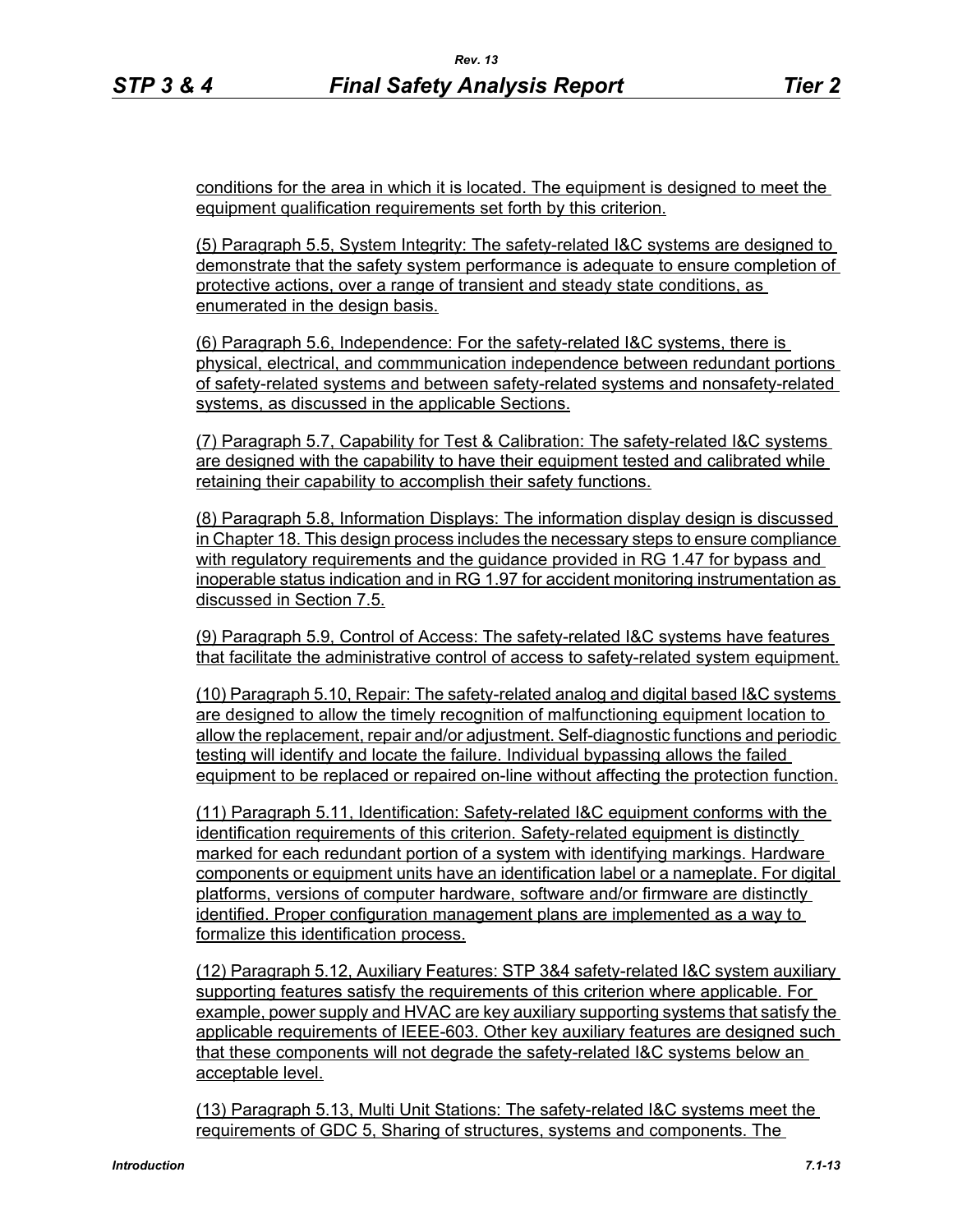conditions for the area in which it is located. The equipment is designed to meet the equipment qualification requirements set forth by this criterion.

(5) Paragraph 5.5, System Integrity: The safety-related I&C systems are designed to demonstrate that the safety system performance is adequate to ensure completion of protective actions, over a range of transient and steady state conditions, as enumerated in the design basis.

(6) Paragraph 5.6, Independence: For the safety-related I&C systems, there is physical, electrical, and commmunication independence between redundant portions of safety-related systems and between safety-related systems and nonsafety-related systems, as discussed in the applicable Sections.

(7) Paragraph 5.7, Capability for Test & Calibration: The safety-related I&C systems are designed with the capability to have their equipment tested and calibrated while retaining their capability to accomplish their safety functions.

(8) Paragraph 5.8, Information Displays: The information display design is discussed in Chapter 18. This design process includes the necessary steps to ensure compliance with regulatory requirements and the guidance provided in RG 1.47 for bypass and inoperable status indication and in RG 1.97 for accident monitoring instrumentation as discussed in Section 7.5.

(9) Paragraph 5.9, Control of Access: The safety-related I&C systems have features that facilitate the administrative control of access to safety-related system equipment.

(10) Paragraph 5.10, Repair: The safety-related analog and digital based I&C systems are designed to allow the timely recognition of malfunctioning equipment location to allow the replacement, repair and/or adjustment. Self-diagnostic functions and periodic testing will identify and locate the failure. Individual bypassing allows the failed equipment to be replaced or repaired on-line without affecting the protection function.

(11) Paragraph 5.11, Identification: Safety-related I&C equipment conforms with the identification requirements of this criterion. Safety-related equipment is distinctly marked for each redundant portion of a system with identifying markings. Hardware components or equipment units have an identification label or a nameplate. For digital platforms, versions of computer hardware, software and/or firmware are distinctly identified. Proper configuration management plans are implemented as a way to formalize this identification process.

(12) Paragraph 5.12, Auxiliary Features: STP 3&4 safety-related I&C system auxiliary supporting features satisfy the requirements of this criterion where applicable. For example, power supply and HVAC are key auxiliary supporting systems that satisfy the applicable requirements of IEEE-603. Other key auxiliary features are designed such that these components will not degrade the safety-related I&C systems below an acceptable level.

(13) Paragraph 5.13, Multi Unit Stations: The safety-related I&C systems meet the requirements of GDC 5, Sharing of structures, systems and components. The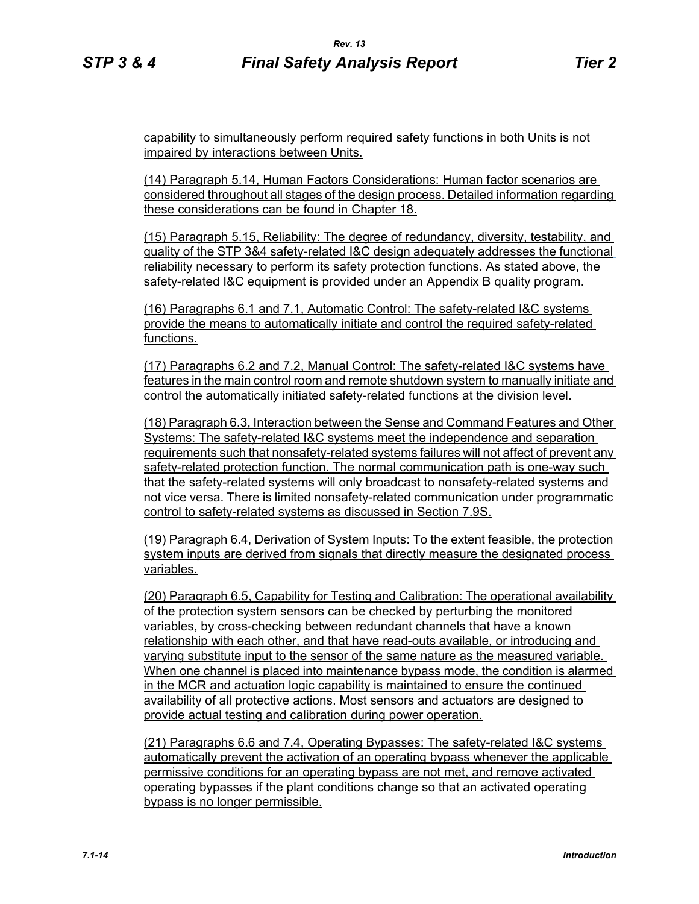capability to simultaneously perform required safety functions in both Units is not impaired by interactions between Units.

(14) Paragraph 5.14, Human Factors Considerations: Human factor scenarios are considered throughout all stages of the design process. Detailed information regarding these considerations can be found in Chapter 18.

(15) Paragraph 5.15, Reliability: The degree of redundancy, diversity, testability, and quality of the STP 3&4 safety-related I&C design adequately addresses the functional reliability necessary to perform its safety protection functions. As stated above, the safety-related I&C equipment is provided under an Appendix B quality program.

(16) Paragraphs 6.1 and 7.1, Automatic Control: The safety-related I&C systems provide the means to automatically initiate and control the required safety-related functions.

(17) Paragraphs 6.2 and 7.2, Manual Control: The safety-related I&C systems have features in the main control room and remote shutdown system to manually initiate and control the automatically initiated safety-related functions at the division level.

(18) Paragraph 6.3, Interaction between the Sense and Command Features and Other Systems: The safety-related I&C systems meet the independence and separation requirements such that nonsafety-related systems failures will not affect of prevent any safety-related protection function. The normal communication path is one-way such that the safety-related systems will only broadcast to nonsafety-related systems and not vice versa. There is limited nonsafety-related communication under programmatic control to safety-related systems as discussed in Section 7.9S.

(19) Paragraph 6.4, Derivation of System Inputs: To the extent feasible, the protection system inputs are derived from signals that directly measure the designated process variables.

(20) Paragraph 6.5, Capability for Testing and Calibration: The operational availability of the protection system sensors can be checked by perturbing the monitored variables, by cross-checking between redundant channels that have a known relationship with each other, and that have read-outs available, or introducing and varying substitute input to the sensor of the same nature as the measured variable. When one channel is placed into maintenance bypass mode, the condition is alarmed in the MCR and actuation logic capability is maintained to ensure the continued availability of all protective actions. Most sensors and actuators are designed to provide actual testing and calibration during power operation.

(21) Paragraphs 6.6 and 7.4, Operating Bypasses: The safety-related I&C systems automatically prevent the activation of an operating bypass whenever the applicable permissive conditions for an operating bypass are not met, and remove activated operating bypasses if the plant conditions change so that an activated operating bypass is no longer permissible.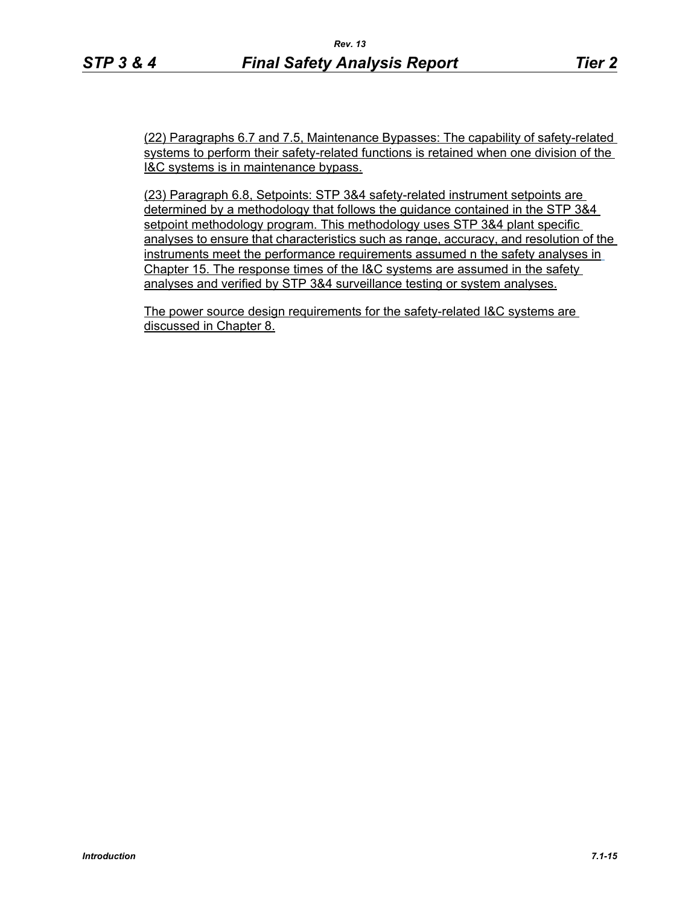(22) Paragraphs 6.7 and 7.5, Maintenance Bypasses: The capability of safety-related systems to perform their safety-related functions is retained when one division of the I&C systems is in maintenance bypass.

(23) Paragraph 6.8, Setpoints: STP 3&4 safety-related instrument setpoints are determined by a methodology that follows the guidance contained in the STP 3&4 setpoint methodology program. This methodology uses STP 3&4 plant specific analyses to ensure that characteristics such as range, accuracy, and resolution of the instruments meet the performance requirements assumed n the safety analyses in Chapter 15. The response times of the I&C systems are assumed in the safety analyses and verified by STP 3&4 surveillance testing or system analyses.

The power source design requirements for the safety-related I&C systems are discussed in Chapter 8.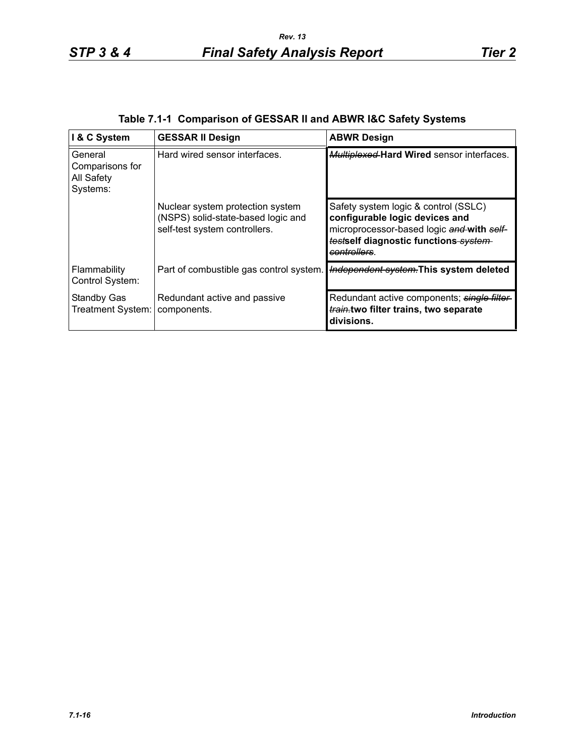**Table 7.1-1 Comparison of GESSAR II and ABWR I&C Safety Systems**

| I & C System | GESSAR II Design | ABWR Design |
|---|---|---|
| General Comparisons for All Safety Systems: | Hard wired sensor interfaces. | ~~Multiplexed~~ **Hard Wired** sensor interfaces. |
| | Nuclear system protection system (NSPS) solid-state-based logic and self-test system controllers. | Safety system logic & control (SSLC) **configurable logic devices and** microprocessor-based logic ~~and~~ **with** ~~self-test~~**self diagnostic functions** ~~system controllers~~. |
| Flammability Control System: | Part of combustible gas control system. | ~~Independent system.~~**This system deleted** |
| Standby Gas Treatment System: | Redundant active and passive components. | Redundant active components; ~~single filter train.~~**two filter trains, two separate divisions.** |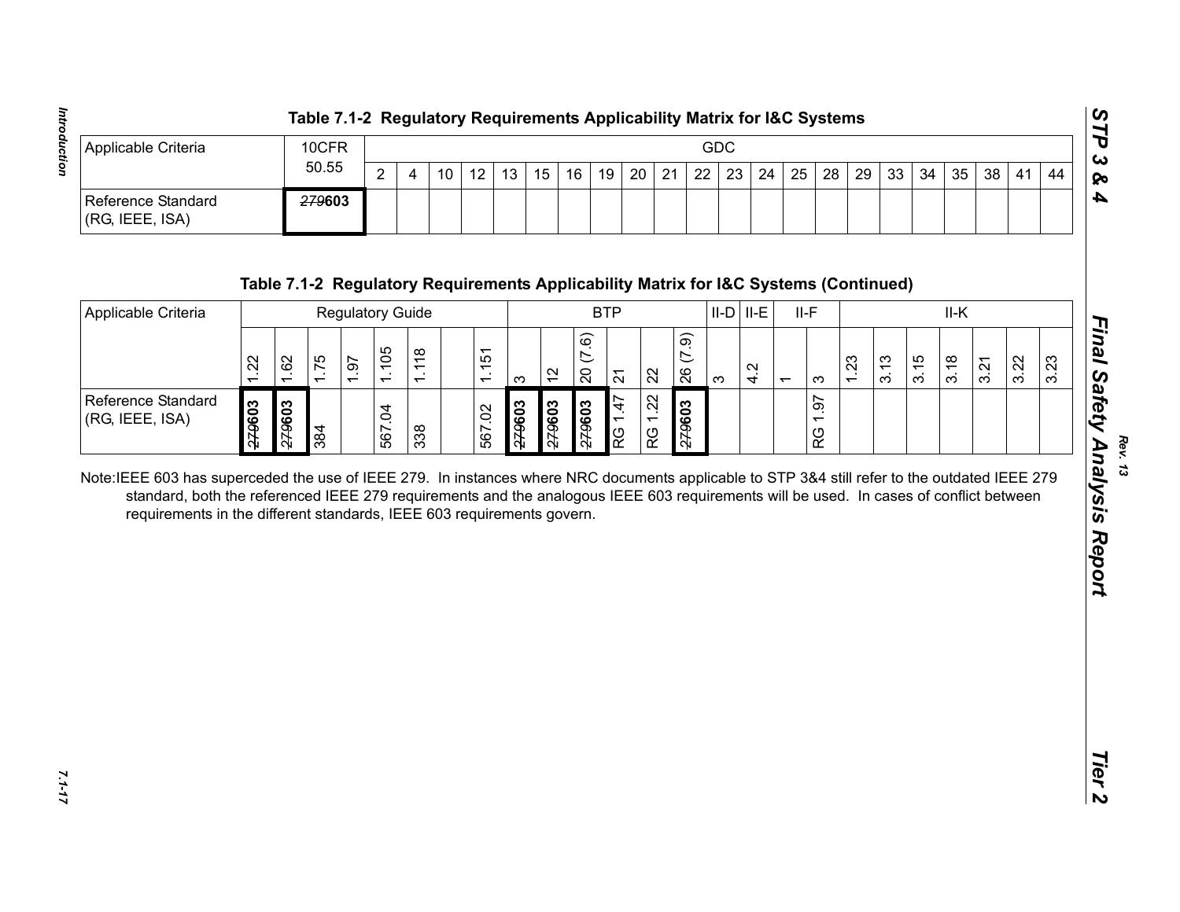**Table 7.1-2 Regulatory Requirements Applicability Matrix for I&C Systems**

| Applicable Criteria | 10CFR 50.55 | GDC | | | | | | | | | | | | | | | | | | | | | |
|---|---|---|---|---|---|---|---|---|---|---|---|---|---|---|---|---|---|---|---|---|---|---|---|
| | | 2 | 4 | 10 | 12 | 13 | 15 | 16 | 19 | 20 | 21 | 22 | 23 | 24 | 25 | 28 | 29 | 33 | 34 | 35 | 38 | 41 | 44 |
| Reference Standard (RG, IEEE, ISA) | ~~279~~**603** | | | | | | | | | | | | | | | | | | | | | | |

**Table 7.1-2 Regulatory Requirements Applicability Matrix for I&C Systems (Continued)**

| Applicable Criteria | Regulatory Guide | | | | | | | | BTP | | | | | | II-D | II-E | II-F | | II-K | | | | | | |
|---|---|---|---|---|---|---|---|---|---|---|---|---|---|---|---|---|---|---|---|---|---|---|---|---|---|
| | 1.22 | 1.62 | 1.75 | 1.97 | 1.105 | 1.118 | | 1.151 | 3 | 12 | 20 (7.6) | 21 | 22 | 26 (7.9) | 3 | 4.2 | 1 | 3 | 1.23 | 3.13 | 3.15 | 3.18 | 3.21 | 3.22 | 3.23 |
| Reference Standard (RG, IEEE, ISA) | ~~279~~**603** | ~~279~~**603** | 384 | | 567.04 | 338 | | 567.02 | ~~279~~**603** | ~~279~~**603** | ~~279~~**603** | RG 1.47 | RG 1.22 | ~~279~~**603** | | | | RG 1.97 | | | | | | | |

Note: IEEE 603 has superceded the use of IEEE 279. In instances where NRC documents applicable to STP 3&4 still refer to the outdated IEEE 279 standard, both the referenced IEEE 279 requirements and the analogous IEEE 603 requirements will be used. In cases of conflict between requirements in the different standards, IEEE 603 requirements govern.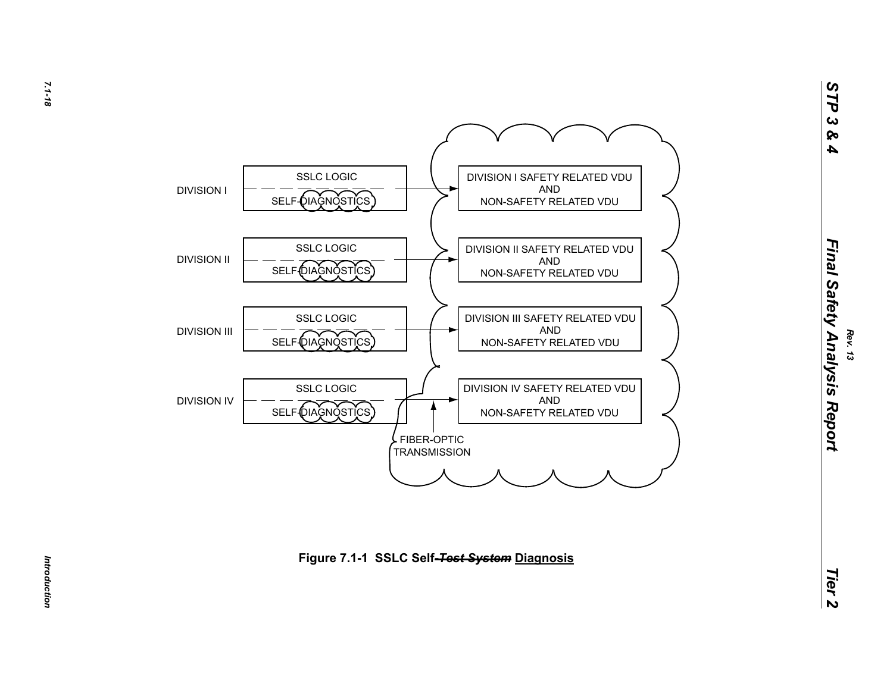DIVISION I — SSLC LOGIC / SELF-DIAGNOSTICS → DIVISION I SAFETY RELATED VDU AND NON-SAFETY RELATED VDU

DIVISION II — SSLC LOGIC / SELF-DIAGNOSTICS → DIVISION II SAFETY RELATED VDU AND NON-SAFETY RELATED VDU

DIVISION III — SSLC LOGIC / SELF-DIAGNOSTICS → DIVISION III SAFETY RELATED VDU AND NON-SAFETY RELATED VDU

DIVISION IV — SSLC LOGIC / SELF-DIAGNOSTICS → DIVISION IV SAFETY RELATED VDU AND NON-SAFETY RELATED VDU

FIBER-OPTIC TRANSMISSION

**Figure 7.1-1 SSLC Self ~~Test System~~ Diagnosis**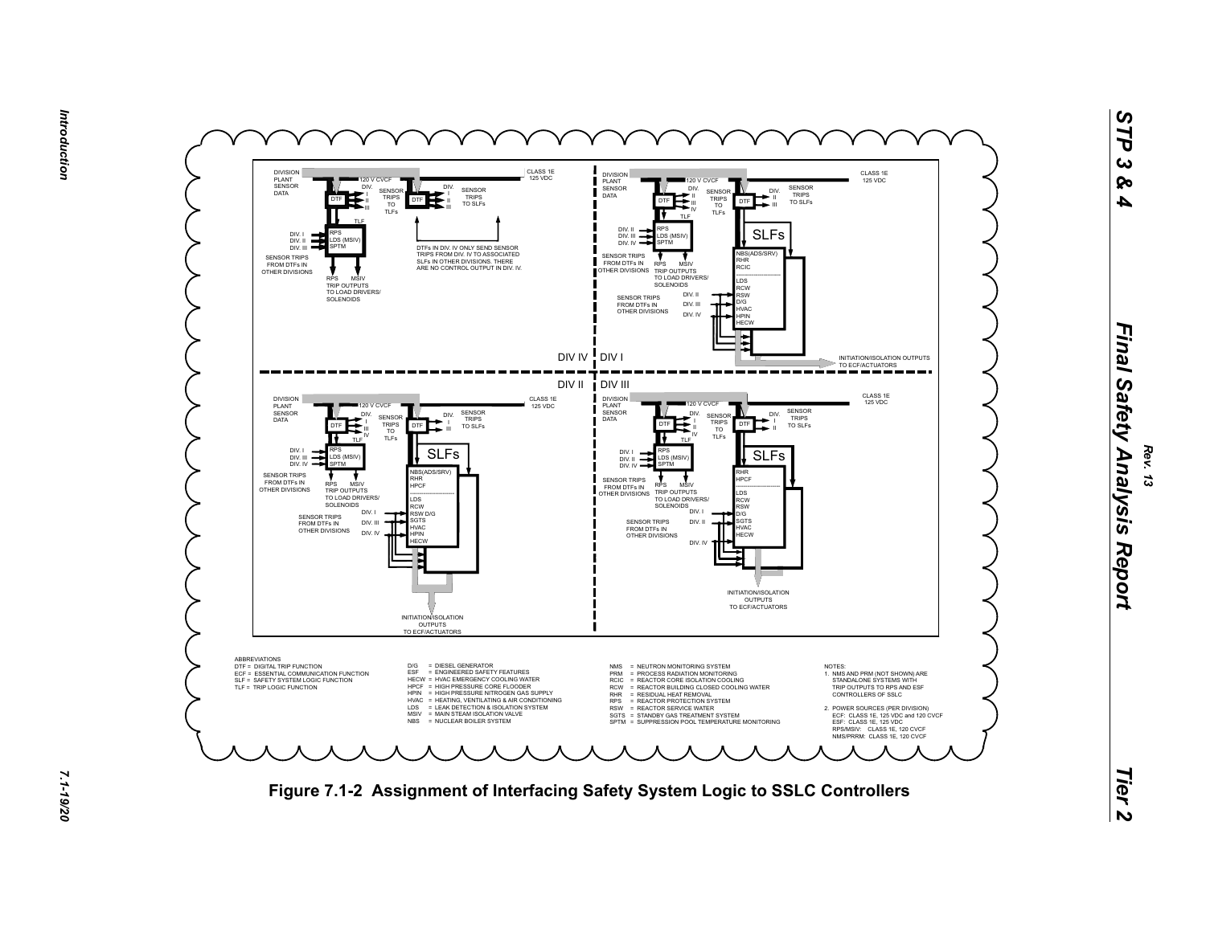DIVISION PLANT SENSOR DATA

120 V CVCF

CLASS 1E 125 VDC

DTF

DIV. I II III

SENSOR TRIPS TO TLFs

DIV. I II III

SENSOR TRIPS TO SLFs

TLF

DIV. I
DIV. II
DIV. III

SENSOR TRIPS FROM DTFs IN OTHER DIVISIONS

RPS
LDS (MSIV)
SPTM

RPS MSIV TRIP OUTPUTS TO LOAD DRIVERS/ SOLENOIDS

DTFs IN DIV. IV ONLY SEND SENSOR TRIPS FROM DIV. IV TO ASSOCIATED SLFs IN OTHER DIVISIONS. THERE ARE NO CONTROL OUTPUT IN DIV. IV.

DIVISION PLANT SENSOR DATA

120 V CVCF

CLASS 1E 125 VDC

DIV. II III IV

SENSOR TRIPS TO TLFs

DIV. II III

SENSOR TRIPS TO SLFs

DIV. II
DIV. III
DIV. IV

SENSOR TRIPS FROM DTFs IN OTHER DIVISIONS

RPS
LDS (MSIV)
SPTM

RPS MSIV TRIP OUTPUTS TO LOAD DRIVERS/ SOLENOIDS

SLFs

NBS(ADS/SRV)
RHR
RCIC
LDS
RCW
RSW
D/G
HVAC
HPIN
HECW

SENSOR TRIPS FROM DTFs IN OTHER DIVISIONS

DIV. II
DIV. III
DIV. IV

INITIATION/ISOLATION OUTPUTS TO ECF/ACTUATORS

DIV IV | DIV I

DIV II | DIV III

DIVISION PLANT SENSOR DATA

120 V CVCF

CLASS 1E 125 VDC

DIV. I III IV

SENSOR TRIPS TO TLFs

DIV. I III

SENSOR TRIPS TO SLFs

DIV. I
DIV. III
DIV. IV

SENSOR TRIPS FROM DTFs IN OTHER DIVISIONS

RPS
LDS (MSIV)
SPTM

RPS MSIV TRIP OUTPUTS TO LOAD DRIVERS/ SOLENOIDS

SLFs

NBS(ADS/SRV)
RHR
HPCF
LDS
RCW
RSW D/G
SGTS
HVAC
HPIN
HECW

SENSOR TRIPS FROM DTFs IN OTHER DIVISIONS

DIV. I
DIV. III
DIV. IV

INITIATION/ISOLATION OUTPUTS TO ECF/ACTUATORS

DIVISION PLANT SENSOR DATA

120 V CVCF

CLASS 1E 125 VDC

DIV. I II IV

SENSOR TRIPS TO TLFs

DIV. I II

SENSOR TRIPS TO SLFs

DIV. I
DIV. II
DIV. IV

SENSOR TRIPS FROM DTFs IN OTHER DIVISIONS

RPS
LDS (MSIV)
SPTM

RPS MSIV TRIP OUTPUTS TO LOAD DRIVERS/ SOLENOIDS

SLFs

RHR
HPCF
LDS
RCW
RSW
D/G
SGTS
HVAC
HECW

SENSOR TRIPS FROM DTFs IN OTHER DIVISIONS

DIV. I
DIV. II
DIV. IV

INITIATION/ISOLATION OUTPUTS TO ECF/ACTUATORS

ABBREVIATIONS
DTF = DIGITAL TRIP FUNCTION
ECF = ESSENTIAL COMMUNICATION FUNCTION
SLF = SAFETY SYSTEM LOGIC FUNCTION
TLF = TRIP LOGIC FUNCTION

D/G = DIESEL GENERATOR
ESF = ENGINEERED SAFETY FEATURES
HECW = HVAC EMERGENCY COOLING WATER
HPCF = HIGH PRESSURE CORE FLOODER
HPIN = HIGH PRESSURE NITROGEN GAS SUPPLY
HVAC = HEATING, VENTILATING & AIR CONDITIONING
LDS = LEAK DETECTION & ISOLATION SYSTEM
MSIV = MAIN STEAM ISOLATION VALVE
NBS = NUCLEAR BOILER SYSTEM

NMS = NEUTRON MONITORING SYSTEM
PRM = PROCESS RADIATION MONITORING
RCIC = REACTOR CORE ISOLATION COOLING
RCW = REACTOR BUILDING CLOSED COOLING WATER
RHR = RESIDUAL HEAT REMOVAL
RPS = REACTOR PROTECTION SYSTEM
RSW = REACTOR SERVICE WATER
SGTS = STANDBY GAS TREATMENT SYSTEM
SPTM = SUPPRESSION POOL TEMPERATURE MONITORING

NOTES:
1. NMS AND PRM (NOT SHOWN) ARE STANDALONE SYSTEMS WITH TRIP OUTPUTS TO RPS AND ESF CONTROLLERS OF SSLC
2. POWER SOURCES (PER DIVISION)
   ECF: CLASS 1E, 125 VDC and 120 CVCF
   ESF: CLASS 1E, 125 VDC
   RPS/MSIV: CLASS 1E, 120 CVCF
   NMS/PRRM: CLASS 1E, 120 CVCF

**Figure 7.1-2 Assignment of Interfacing Safety System Logic to SSLC Controllers**